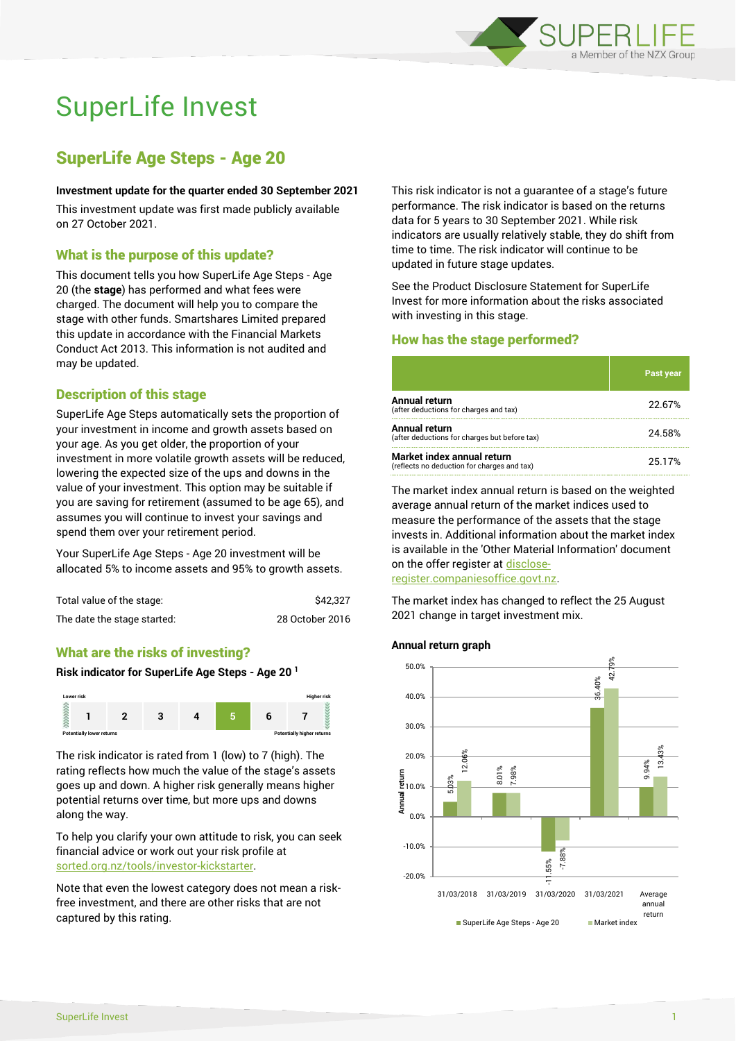# SuperLife Invest

## SuperLife Age Steps - Age 20

**Investment update for the quarter ended 30 September 2021**

This investment update was first made publicly available on 27 October 2021.

### What is the purpose of this update?

This document tells you how SuperLife Age Steps - Age 20 (the **stage**) has performed and what fees were charged. The document will help you to compare the stage with other funds. Smartshares Limited prepared this update in accordance with the Financial Markets Conduct Act 2013. This information is not audited and may be updated.

### Description of this stage

SuperLife Age Steps automatically sets the proportion of your investment in income and growth assets based on your age. As you get older, the proportion of your investment in more volatile growth assets will be reduced, lowering the expected size of the ups and downs in the value of your investment. This option may be suitable if you are saving for retirement (assumed to be age 65), and assumes you will continue to invest your savings and spend them over your retirement period.

Your SuperLife Age Steps - Age 20 investment will be allocated 5% to income assets and 95% to growth assets.

| | |
|---|---|
| Total value of the stage: | $42,327 |
| The date the stage started: | 28 October 2016 |

### What are the risks of investing?

**Risk indicator for SuperLife Age Steps - Age 20 [1]**

| Lower risk | | | | | | Higher risk |
|---|---|---|---|---|---|---|
| 1 | 2 | 3 | 4 | **5** | 6 | 7 |
| Potentially lower returns | | | | | | Potentially higher returns |

The risk indicator is rated from 1 (low) to 7 (high). The rating reflects how much the value of the stage's assets goes up and down. A higher risk generally means higher potential returns over time, but more ups and downs along the way.

To help you clarify your own attitude to risk, you can seek financial advice or work out your risk profile at sorted.org.nz/tools/investor-kickstarter.

Note that even the lowest category does not mean a risk-free investment, and there are other risks that are not captured by this rating.

This risk indicator is not a guarantee of a stage's future performance. The risk indicator is based on the returns data for 5 years to 30 September 2021. While risk indicators are usually relatively stable, they do shift from time to time. The risk indicator will continue to be updated in future stage updates.

See the Product Disclosure Statement for SuperLife Invest for more information about the risks associated with investing in this stage.

### How has the stage performed?

| | Past year |
|---|---|
| **Annual return** (after deductions for charges and tax) | 22.67% |
| **Annual return** (after deductions for charges but before tax) | 24.58% |
| **Market index annual return** (reflects no deduction for charges and tax) | 25.17% |

The market index annual return is based on the weighted average annual return of the market indices used to measure the performance of the assets that the stage invests in. Additional information about the market index is available in the 'Other Material Information' document on the offer register at disclose-register.companiesoffice.govt.nz.

The market index has changed to reflect the 25 August 2021 change in target investment mix.

**Annual return graph**

| | SuperLife Age Steps - Age 20 | Market index |
|---|---|---|
| 31/03/2018 | 5.03% | 12.06% |
| 31/03/2019 | 8.01% | 7.98% |
| 31/03/2020 | -11.55% | -7.88% |
| 31/03/2021 | 36.40% | 42.79% |
| Average annual return | 9.94% | 13.43% |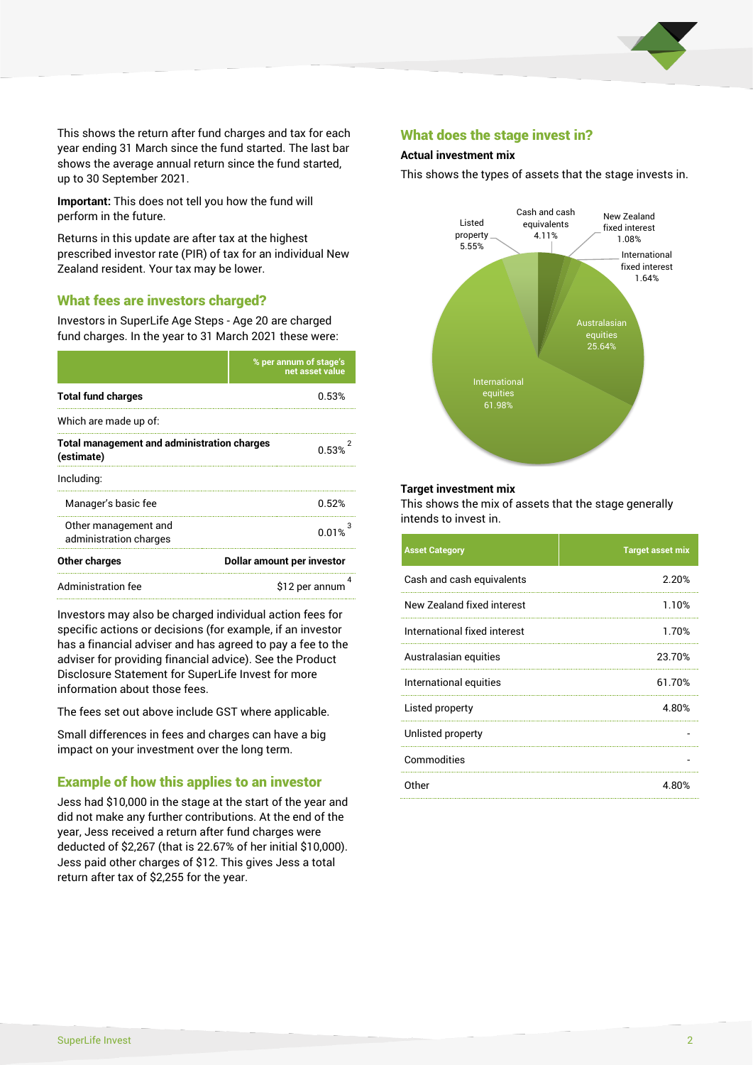This shows the return after fund charges and tax for each year ending 31 March since the fund started. The last bar shows the average annual return since the fund started, up to 30 September 2021.

**Important:** This does not tell you how the fund will perform in the future.

Returns in this update are after tax at the highest prescribed investor rate (PIR) of tax for an individual New Zealand resident. Your tax may be lower.

## What fees are investors charged?

Investors in SuperLife Age Steps - Age 20 are charged fund charges. In the year to 31 March 2021 these were:

| | % per annum of stage's net asset value |
|---|---|
| **Total fund charges** | 0.53% |
| Which are made up of: | |
| **Total management and administration charges (estimate)** | 0.53% [2] |
| Including: | |
| Manager's basic fee | 0.52% |
| Other management and administration charges | 0.01% [3] |
| **Other charges** | **Dollar amount per investor** |
| Administration fee | $12 per annum [4] |

Investors may also be charged individual action fees for specific actions or decisions (for example, if an investor has a financial adviser and has agreed to pay a fee to the adviser for providing financial advice). See the Product Disclosure Statement for SuperLife Invest for more information about those fees.

The fees set out above include GST where applicable.

Small differences in fees and charges can have a big impact on your investment over the long term.

## Example of how this applies to an investor

Jess had $10,000 in the stage at the start of the year and did not make any further contributions. At the end of the year, Jess received a return after fund charges were deducted of $2,267 (that is 22.67% of her initial $10,000). Jess paid other charges of $12. This gives Jess a total return after tax of $2,255 for the year.

## What does the stage invest in?

**Actual investment mix**

This shows the types of assets that the stage invests in.

| Asset | Actual mix |
|---|---|
| Cash and cash equivalents | 4.11% |
| New Zealand fixed interest | 1.08% |
| International fixed interest | 1.64% |
| Australasian equities | 25.64% |
| International equities | 61.98% |
| Listed property | 5.55% |

**Target investment mix**

This shows the mix of assets that the stage generally intends to invest in.

| Asset Category | Target asset mix |
|---|---|
| Cash and cash equivalents | 2.20% |
| New Zealand fixed interest | 1.10% |
| International fixed interest | 1.70% |
| Australasian equities | 23.70% |
| International equities | 61.70% |
| Listed property | 4.80% |
| Unlisted property | - |
| Commodities | - |
| Other | 4.80% |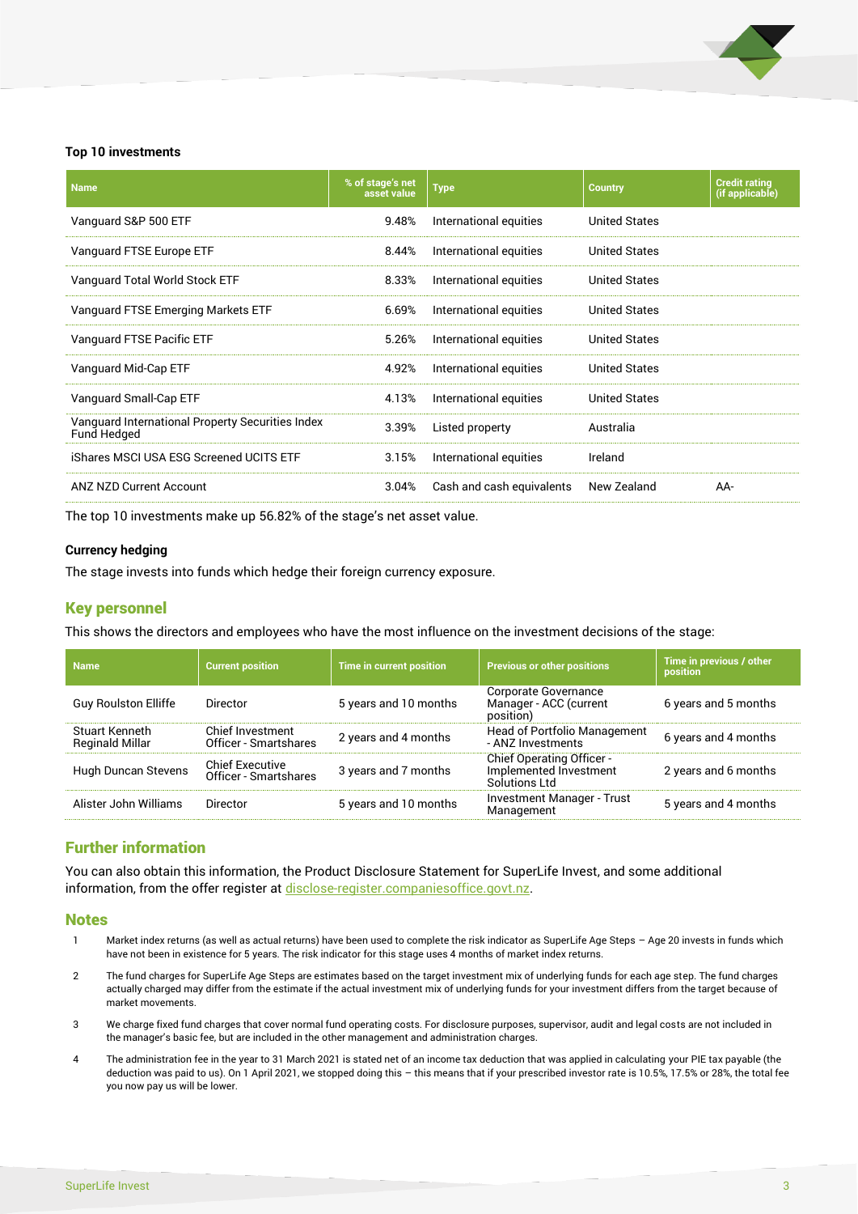### Top 10 investments

| Name | % of stage's net asset value | Type | Country | Credit rating (if applicable) |
| --- | --- | --- | --- | --- |
| Vanguard S&P 500 ETF | 9.48% | International equities | United States | |
| Vanguard FTSE Europe ETF | 8.44% | International equities | United States | |
| Vanguard Total World Stock ETF | 8.33% | International equities | United States | |
| Vanguard FTSE Emerging Markets ETF | 6.69% | International equities | United States | |
| Vanguard FTSE Pacific ETF | 5.26% | International equities | United States | |
| Vanguard Mid-Cap ETF | 4.92% | International equities | United States | |
| Vanguard Small-Cap ETF | 4.13% | International equities | United States | |
| Vanguard International Property Securities Index Fund Hedged | 3.39% | Listed property | Australia | |
| iShares MSCI USA ESG Screened UCITS ETF | 3.15% | International equities | Ireland | |
| ANZ NZD Current Account | 3.04% | Cash and cash equivalents | New Zealand | AA- |

The top 10 investments make up 56.82% of the stage's net asset value.

### Currency hedging

The stage invests into funds which hedge their foreign currency exposure.

## Key personnel

This shows the directors and employees who have the most influence on the investment decisions of the stage:

| Name | Current position | Time in current position | Previous or other positions | Time in previous / other position |
| --- | --- | --- | --- | --- |
| Guy Roulston Elliffe | Director | 5 years and 10 months | Corporate Governance Manager - ACC (current position) | 6 years and 5 months |
| Stuart Kenneth Reginald Millar | Chief Investment Officer - Smartshares | 2 years and 4 months | Head of Portfolio Management - ANZ Investments | 6 years and 4 months |
| Hugh Duncan Stevens | Chief Executive Officer - Smartshares | 3 years and 7 months | Chief Operating Officer - Implemented Investment Solutions Ltd | 2 years and 6 months |
| Alister John Williams | Director | 5 years and 10 months | Investment Manager - Trust Management | 5 years and 4 months |

## Further information

You can also obtain this information, the Product Disclosure Statement for SuperLife Invest, and some additional information, from the offer register at disclose-register.companiesoffice.govt.nz.

## Notes

1. Market index returns (as well as actual returns) have been used to complete the risk indicator as SuperLife Age Steps – Age 20 invests in funds which have not been in existence for 5 years. The risk indicator for this stage uses 4 months of market index returns.
2. The fund charges for SuperLife Age Steps are estimates based on the target investment mix of underlying funds for each age step. The fund charges actually charged may differ from the estimate if the actual investment mix of underlying funds for your investment differs from the target because of market movements.
3. We charge fixed fund charges that cover normal fund operating costs. For disclosure purposes, supervisor, audit and legal costs are not included in the manager's basic fee, but are included in the other management and administration charges.
4. The administration fee in the year to 31 March 2021 is stated net of an income tax deduction that was applied in calculating your PIE tax payable (the deduction was paid to us). On 1 April 2021, we stopped doing this – this means that if your prescribed investor rate is 10.5%, 17.5% or 28%, the total fee you now pay us will be lower.